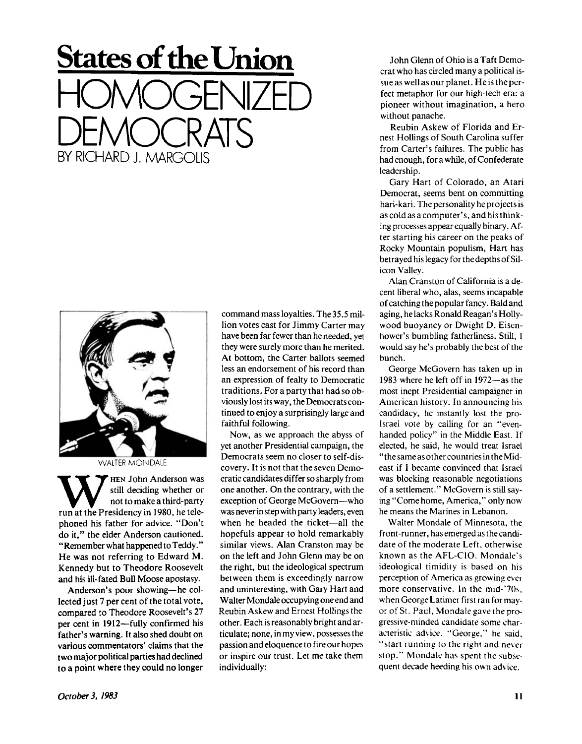# States of the Union

# HOMOGENIZED DEMOCRATS

BY RICHARD J. MARGOLIS

WALTER MONDALE

When John Anderson was still deciding whether or not to make a third-party run at the Presidency in 1980, he telephoned his father for advice. "Don't do it," the elder Anderson cautioned. "Remember what happened to Teddy." He was not referring to Edward M. Kennedy but to Theodore Roosevelt and his ill-fated Bull Moose apostasy.

Anderson's poor showing—he collected just 7 per cent of the total vote, compared to Theodore Roosevelt's 27 per cent in 1912—fully confirmed his father's warning. It also shed doubt on various commentators' claims that the two major political parties had declined to a point where they could no longer command mass loyalties. The 35.5 million votes cast for Jimmy Carter may have been far fewer than he needed, yet they were surely more than he merited. At bottom, the Carter ballots seemed less an endorsement of his record than an expression of fealty to Democratic traditions. For a party that had so obviously lost its way, the Democrats continued to enjoy a surprisingly large and faithful following.

Now, as we approach the abyss of yet another Presidential campaign, the Democrats seem no closer to self-discovery. It is not that the seven Democratic candidates differ so sharply from one another. On the contrary, with the exception of George McGovern—who was never in step with party leaders, even when he headed the ticket—all the hopefuls appear to hold remarkably similar views. Alan Cranston may be on the left and John Glenn may be on the right, but the ideological spectrum between them is exceedingly narrow and uninteresting, with Gary Hart and Walter Mondale occupying one end and Reubin Askew and Ernest Hollings the other. Each is reasonably bright and articulate; none, in my view, possesses the passion and eloquence to fire our hopes or inspire our trust. Let me take them individually:

John Glenn of Ohio is a Taft Democrat who has circled many a political issue as well as our planet. He is the perfect metaphor for our high-tech era: a pioneer without imagination, a hero without panache.

Reubin Askew of Florida and Ernest Hollings of South Carolina suffer from Carter's failures. The public has had enough, for a while, of Confederate leadership.

Gary Hart of Colorado, an Atari Democrat, seems bent on committing hari-kari. The personality he projects is as cold as a computer's, and his thinking processes appear equally binary. After starting his career on the peaks of Rocky Mountain populism, Hart has betrayed his legacy for the depths of Silicon Valley.

Alan Cranston of California is a decent liberal who, alas, seems incapable of catching the popular fancy. Bald and aging, he lacks Ronald Reagan's Hollywood buoyancy or Dwight D. Eisenhower's bumbling fatherliness. Still, I would say he's probably the best of the bunch.

George McGovern has taken up in 1983 where he left off in 1972—as the most inept Presidential campaigner in American history. In announcing his candidacy, he instantly lost the pro-Israel vote by calling for an "even-handed policy" in the Middle East. If elected, he said, he would treat Israel "the same as other countries in the Mideast if I became convinced that Israel was blocking reasonable negotiations of a settlement." McGovern is still saying "Come home, America," only now he means the Marines in Lebanon.

Walter Mondale of Minnesota, the front-runner, has emerged as the candidate of the moderate Left, otherwise known as the AFL-CIO. Mondale's ideological timidity is based on his perception of America as growing ever more conservative. In the mid-'70s, when George Latimer first ran for mayor of St. Paul, Mondale gave the progressive-minded candidate some characteristic advice. "George," he said, "start running to the right and never stop." Mondale has spent the subsequent decade heeding his own advice.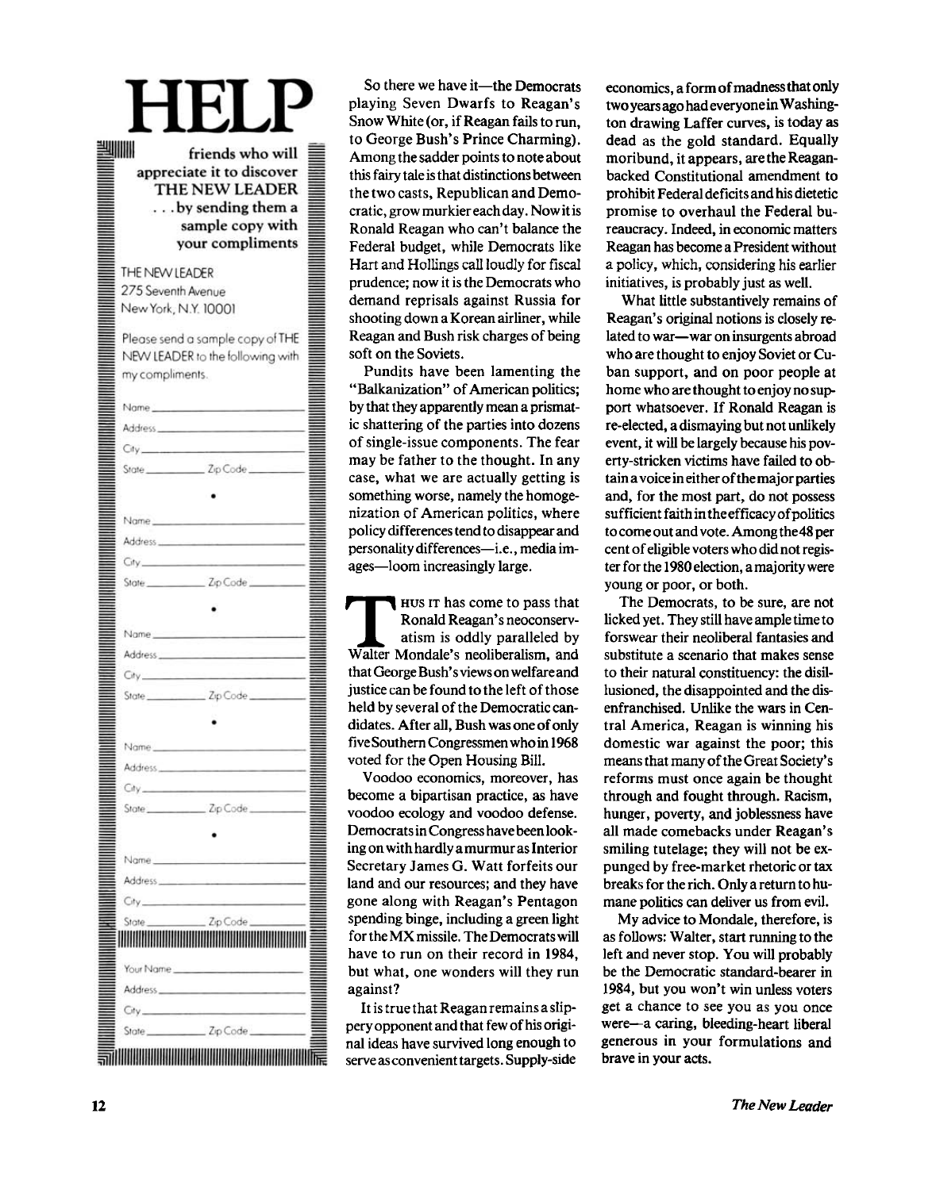# HELP

friends who will appreciate it to discover THE NEW LEADER . . . by sending them a sample copy with your compliments

THE NEW LEADER
275 Seventh Avenue
New York, N.Y. 10001

Please send a sample copy of THE NEW LEADER to the following with my compliments.

Name ______________________
Address ______________________
City ______________________
State ____________ Zip Code ____________

•

Name ______________________
Address ______________________
City ______________________
State ____________ Zip Code ____________

•

Name ______________________
Address ______________________
City ______________________
State ____________ Zip Code ____________

•

Name ______________________
Address ______________________
City ______________________
State ____________ Zip Code ____________

•

Name ______________________
Address ______________________
City ______________________
State ____________ Zip Code ____________

Your Name ______________________
Address ______________________
City ______________________
State ____________ Zip Code ____________

---

So there we have it—the Democrats playing Seven Dwarfs to Reagan's Snow White (or, if Reagan fails to run, to George Bush's Prince Charming). Among the sadder points to note about this fairy tale is that distinctions between the two casts, Republican and Democratic, grow murkier each day. Now it is Ronald Reagan who can't balance the Federal budget, while Democrats like Hart and Hollings call loudly for fiscal prudence; now it is the Democrats who demand reprisals against Russia for shooting down a Korean airliner, while Reagan and Bush risk charges of being soft on the Soviets.

Pundits have been lamenting the "Balkanization" of American politics; by that they apparently mean a prismatic shattering of the parties into dozens of single-issue components. The fear may be father to the thought. In any case, what we are actually getting is something worse, namely the homogenization of American politics, where policy differences tend to disappear and personality differences—i.e., media images—loom increasingly large.

THUS IT has come to pass that Ronald Reagan's neoconservatism is oddly paralleled by Walter Mondale's neoliberalism, and that George Bush's views on welfare and justice can be found to the left of those held by several of the Democratic candidates. After all, Bush was one of only five Southern Congressmen who in 1968 voted for the Open Housing Bill.

Voodoo economics, moreover, has become a bipartisan practice, as have voodoo ecology and voodoo defense. Democrats in Congress have been looking on with hardly a murmur as Interior Secretary James G. Watt forfeits our land and our resources; and they have gone along with Reagan's Pentagon spending binge, including a green light for the MX missile. The Democrats will have to run on their record in 1984, but what, one wonders will they run against?

It is true that Reagan remains a slippery opponent and that few of his original ideas have survived long enough to serve as convenient targets. Supply-side economics, a form of madness that only two years ago had everyone in Washington drawing Laffer curves, is today as dead as the gold standard. Equally moribund, it appears, are the Reagan-backed Constitutional amendment to prohibit Federal deficits and his dietetic promise to overhaul the Federal bureaucracy. Indeed, in economic matters Reagan has become a President without a policy, which, considering his earlier initiatives, is probably just as well.

What little substantively remains of Reagan's original notions is closely related to war—war on insurgents abroad who are thought to enjoy Soviet or Cuban support, and on poor people at home who are thought to enjoy no support whatsoever. If Ronald Reagan is re-elected, a dismaying but not unlikely event, it will be largely because his poverty-stricken victims have failed to obtain a voice in either of the major parties and, for the most part, do not possess sufficient faith in the efficacy of politics to come out and vote. Among the 48 per cent of eligible voters who did not register for the 1980 election, a majority were young or poor, or both.

The Democrats, to be sure, are not licked yet. They still have ample time to forswear their neoliberal fantasies and substitute a scenario that makes sense to their natural constituency: the disillusioned, the disappointed and the disenfranchised. Unlike the wars in Central America, Reagan is winning his domestic war against the poor; this means that many of the Great Society's reforms must once again be thought through and fought through. Racism, hunger, poverty, and joblessness have all made comebacks under Reagan's smiling tutelage; they will not be expunged by free-market rhetoric or tax breaks for the rich. Only a return to humane politics can deliver us from evil.

My advice to Mondale, therefore, is as follows: Walter, start running to the left and never stop. You will probably be the Democratic standard-bearer in 1984, but you won't win unless voters get a chance to see you as you once were—a caring, bleeding-heart liberal generous in your formulations and brave in your acts.